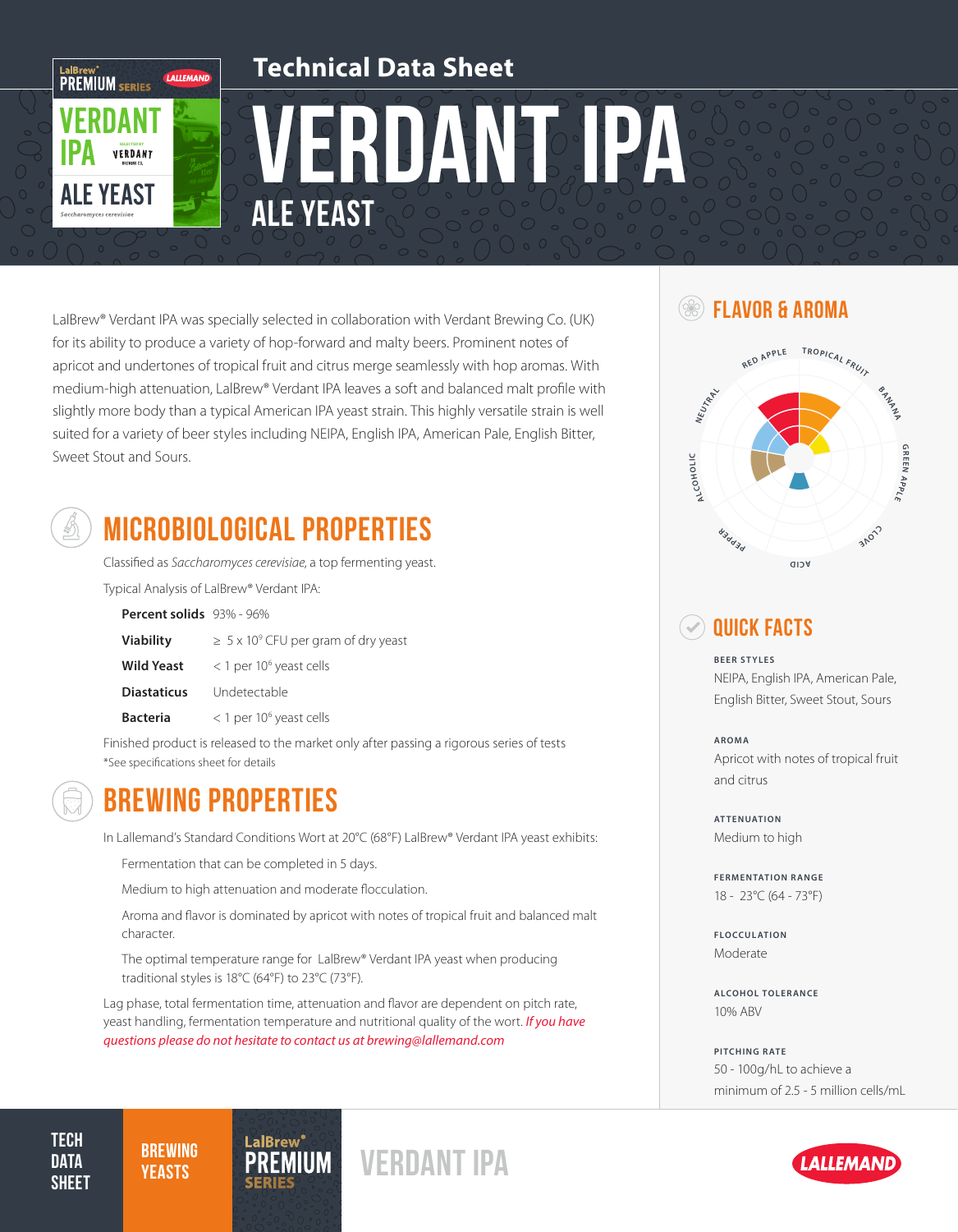# Technical Data Sheet

# VERDANT IPA

## ALE YEAST

LalBrew® Verdant IPA was specially selected in collaboration with Verdant Brewing Co. (UK) for its ability to produce a variety of hop-forward and malty beers. Prominent notes of apricot and undertones of tropical fruit and citrus merge seamlessly with hop aromas. With medium-high attenuation, LalBrew® Verdant IPA leaves a soft and balanced malt profile with slightly more body than a typical American IPA yeast strain. This highly versatile strain is well suited for a variety of beer styles including NEIPA, English IPA, American Pale, English Bitter, Sweet Stout and Sours.

## MICROBIOLOGICAL PROPERTIES

Classified as *Saccharomyces cerevisiae*, a top fermenting yeast.

Typical Analysis of LalBrew® Verdant IPA:

| | |
|---|---|
| **Percent solids** | 93% - 96% |
| **Viability** | ≥ 5 x $10^9$ CFU per gram of dry yeast |
| **Wild Yeast** | < 1 per $10^6$ yeast cells |
| **Diastaticus** | Undetectable |
| **Bacteria** | < 1 per $10^6$ yeast cells |

Finished product is released to the market only after passing a rigorous series of tests
*See specifications sheet for details

## BREWING PROPERTIES

In Lallemand's Standard Conditions Wort at 20°C (68°F) LalBrew® Verdant IPA yeast exhibits:

Fermentation that can be completed in 5 days.

Medium to high attenuation and moderate flocculation.

Aroma and flavor is dominated by apricot with notes of tropical fruit and balanced malt character.

The optimal temperature range for LalBrew® Verdant IPA yeast when producing traditional styles is 18°C (64°F) to 23°C (73°F).

Lag phase, total fermentation time, attenuation and flavor are dependent on pitch rate, yeast handling, fermentation temperature and nutritional quality of the wort. *If you have questions please do not hesitate to contact us at brewing@lallemand.com*

## FLAVOR & AROMA

Red Apple, Tropical Fruit, Banana, Green Apple, Clove, Acid, Pepper, Alcoholic, Neutral

## QUICK FACTS

**BEER STYLES**
NEIPA, English IPA, American Pale, English Bitter, Sweet Stout, Sours

**AROMA**
Apricot with notes of tropical fruit and citrus

**ATTENUATION**
Medium to high

**FERMENTATION RANGE**
18 - 23°C (64 - 73°F)

**FLOCCULATION**
Moderate

**ALCOHOL TOLERANCE**
10% ABV

**PITCHING RATE**
50 - 100g/hL to achieve a minimum of 2.5 - 5 million cells/mL

TECH DATA SHEET | BREWING YEASTS | LalBrew® PREMIUM SERIES | VERDANT IPA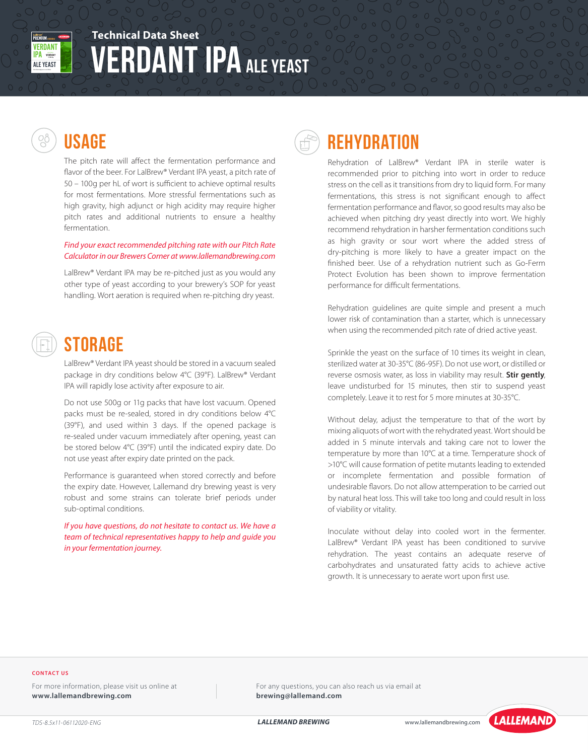Technical Data Sheet

# VERDANT IPA ALE YEAST

## USAGE

The pitch rate will affect the fermentation performance and flavor of the beer. For LalBrew® Verdant IPA yeast, a pitch rate of 50 – 100g per hL of wort is sufficient to achieve optimal results for most fermentations. More stressful fermentations such as high gravity, high adjunct or high acidity may require higher pitch rates and additional nutrients to ensure a healthy fermentation.

*Find your exact recommended pitching rate with our Pitch Rate Calculator in our Brewers Corner at www.lallemandbrewing.com*

LalBrew® Verdant IPA may be re-pitched just as you would any other type of yeast according to your brewery's SOP for yeast handling. Wort aeration is required when re-pitching dry yeast.

## STORAGE

LalBrew® Verdant IPA yeast should be stored in a vacuum sealed package in dry conditions below 4°C (39°F). LalBrew® Verdant IPA will rapidly lose activity after exposure to air.

Do not use 500g or 11g packs that have lost vacuum. Opened packs must be re-sealed, stored in dry conditions below 4°C (39°F), and used within 3 days. If the opened package is re-sealed under vacuum immediately after opening, yeast can be stored below 4°C (39°F) until the indicated expiry date. Do not use yeast after expiry date printed on the pack.

Performance is guaranteed when stored correctly and before the expiry date. However, Lallemand dry brewing yeast is very robust and some strains can tolerate brief periods under sub-optimal conditions.

*If you have questions, do not hesitate to contact us. We have a team of technical representatives happy to help and guide you in your fermentation journey.*

## REHYDRATION

Rehydration of LalBrew® Verdant IPA in sterile water is recommended prior to pitching into wort in order to reduce stress on the cell as it transitions from dry to liquid form. For many fermentations, this stress is not significant enough to affect fermentation performance and flavor, so good results may also be achieved when pitching dry yeast directly into wort. We highly recommend rehydration in harsher fermentation conditions such as high gravity or sour wort where the added stress of dry-pitching is more likely to have a greater impact on the finished beer. Use of a rehydration nutrient such as Go-Ferm Protect Evolution has been shown to improve fermentation performance for difficult fermentations.

Rehydration guidelines are quite simple and present a much lower risk of contamination than a starter, which is unnecessary when using the recommended pitch rate of dried active yeast.

Sprinkle the yeast on the surface of 10 times its weight in clean, sterilized water at 30-35°C (86-95F). Do not use wort, or distilled or reverse osmosis water, as loss in viability may result. **Stir gently**, leave undisturbed for 15 minutes, then stir to suspend yeast completely. Leave it to rest for 5 more minutes at 30-35°C.

Without delay, adjust the temperature to that of the wort by mixing aliquots of wort with the rehydrated yeast. Wort should be added in 5 minute intervals and taking care not to lower the temperature by more than 10°C at a time. Temperature shock of >10°C will cause formation of petite mutants leading to extended or incomplete fermentation and possible formation of undesirable flavors. Do not allow attemperation to be carried out by natural heat loss. This will take too long and could result in loss of viability or vitality.

Inoculate without delay into cooled wort in the fermenter. LalBrew® Verdant IPA yeast has been conditioned to survive rehydration. The yeast contains an adequate reserve of carbohydrates and unsaturated fatty acids to achieve active growth. It is unnecessary to aerate wort upon first use.

**CONTACT US**

For more information, please visit us online at **www.lallemandbrewing.com**

For any questions, you can also reach us via email at **brewing@lallemand.com**

TDS-8.5x11-06112020-ENG

**LALLEMAND BREWING**

www.lallemandbrewing.com